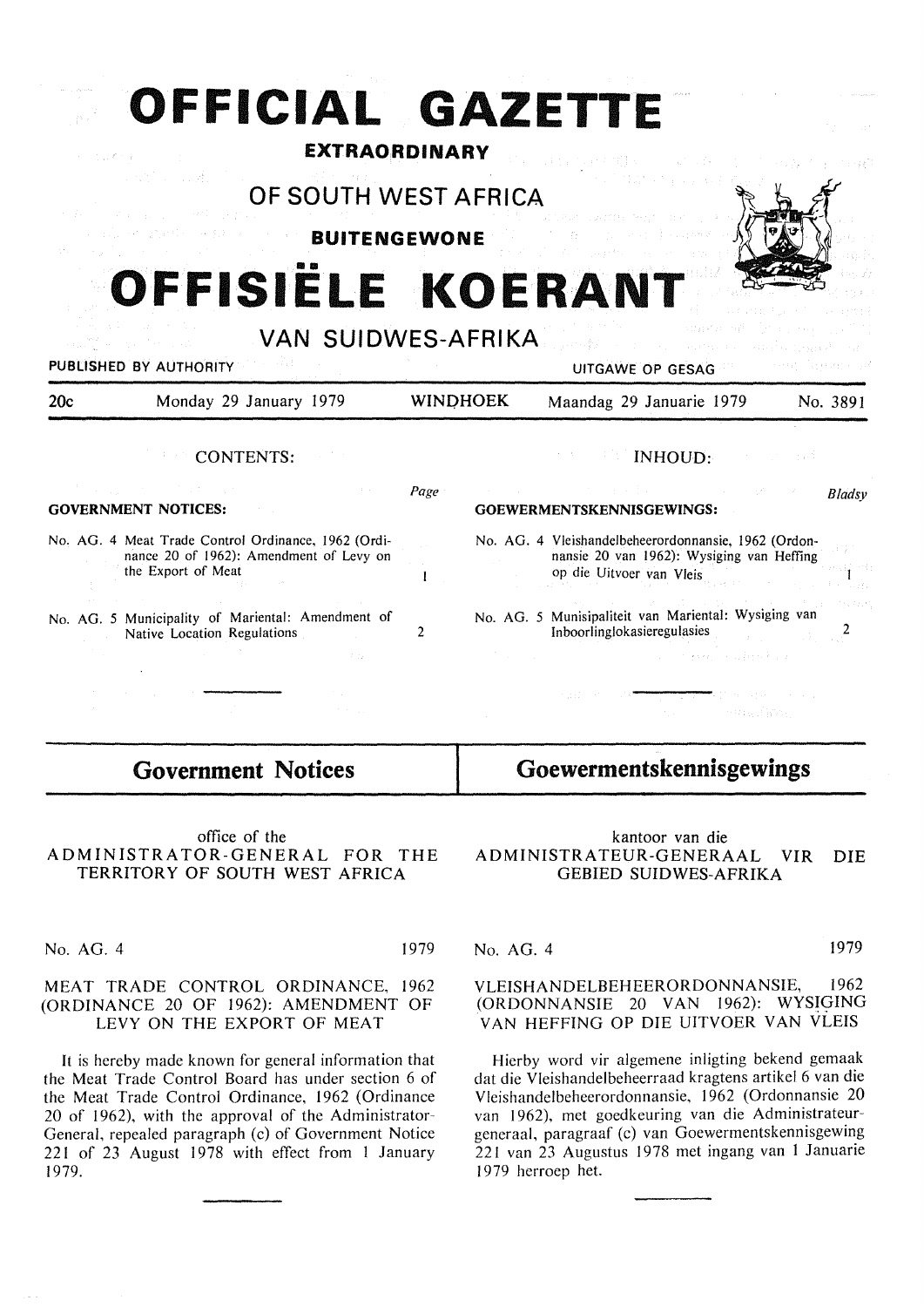# OFFICIAL GAZETTE

**EXTRAORDINARY**

## OF SOUTH WEST AFRICA

**BUITENGEWONE**

# OFFISIËLE KOERANT

## VAN SUIDWES-AFRIKA

PUBLISHED BY AUTHORITY — UITGAWE OP GESAG

20c — Monday 29 January 1979 — WINDHOEK — Maandag 29 Januarie 1979 — No. 3891

### CONTENTS:

| GOVERNMENT NOTICES: | Page |
|---|---|
| No. AG. 4 Meat Trade Control Ordinance, 1962 (Ordinance 20 of 1962): Amendment of Levy on the Export of Meat | 1 |
| No. AG. 5 Municipality of Mariental: Amendment of Native Location Regulations | 2 |

### INHOUD:

| GOEWERMENTSKENNISGEWINGS: | Bladsy |
|---|---|
| No. AG. 4 Vleishandelbeheerordonnansie, 1962 (Ordonnansie 20 van 1962): Wysiging van Heffing op die Uitvoer van Vleis | 1 |
| No. AG. 5 Munisipaliteit van Mariental: Wysiging van Inboorlinglokasieregulasies | 2 |

## Government Notices

office of the
ADMINISTRATOR-GENERAL FOR THE TERRITORY OF SOUTH WEST AFRICA

No. AG. 4 — 1979

MEAT TRADE CONTROL ORDINANCE, 1962 (ORDINANCE 20 OF 1962): AMENDMENT OF LEVY ON THE EXPORT OF MEAT

It is hereby made known for general information that the Meat Trade Control Board has under section 6 of the Meat Trade Control Ordinance, 1962 (Ordinance 20 of 1962), with the approval of the Administrator-General, repealed paragraph (c) of Government Notice 221 of 23 August 1978 with effect from 1 January 1979.

## Goewermentskennisgewings

kantoor van die
ADMINISTRATEUR-GENERAAL VIR DIE GEBIED SUIDWES-AFRIKA

No. AG. 4 — 1979

VLEISHANDELBEHEERORDONNANSIE, 1962 (ORDONNANSIE 20 VAN 1962): WYSIGING VAN HEFFING OP DIE UITVOER VAN VLEIS

Hierby word vir algemene inligting bekend gemaak dat die Vleishandelbeheerraad kragtens artikel 6 van die Vleishandelbeheerordonnansie, 1962 (Ordonnansie 20 van 1962), met goedkeuring van die Administrateur-generaal, paragraaf (c) van Goewermentskennisgewing 221 van 23 Augustus 1978 met ingang van 1 Januarie 1979 herroep het.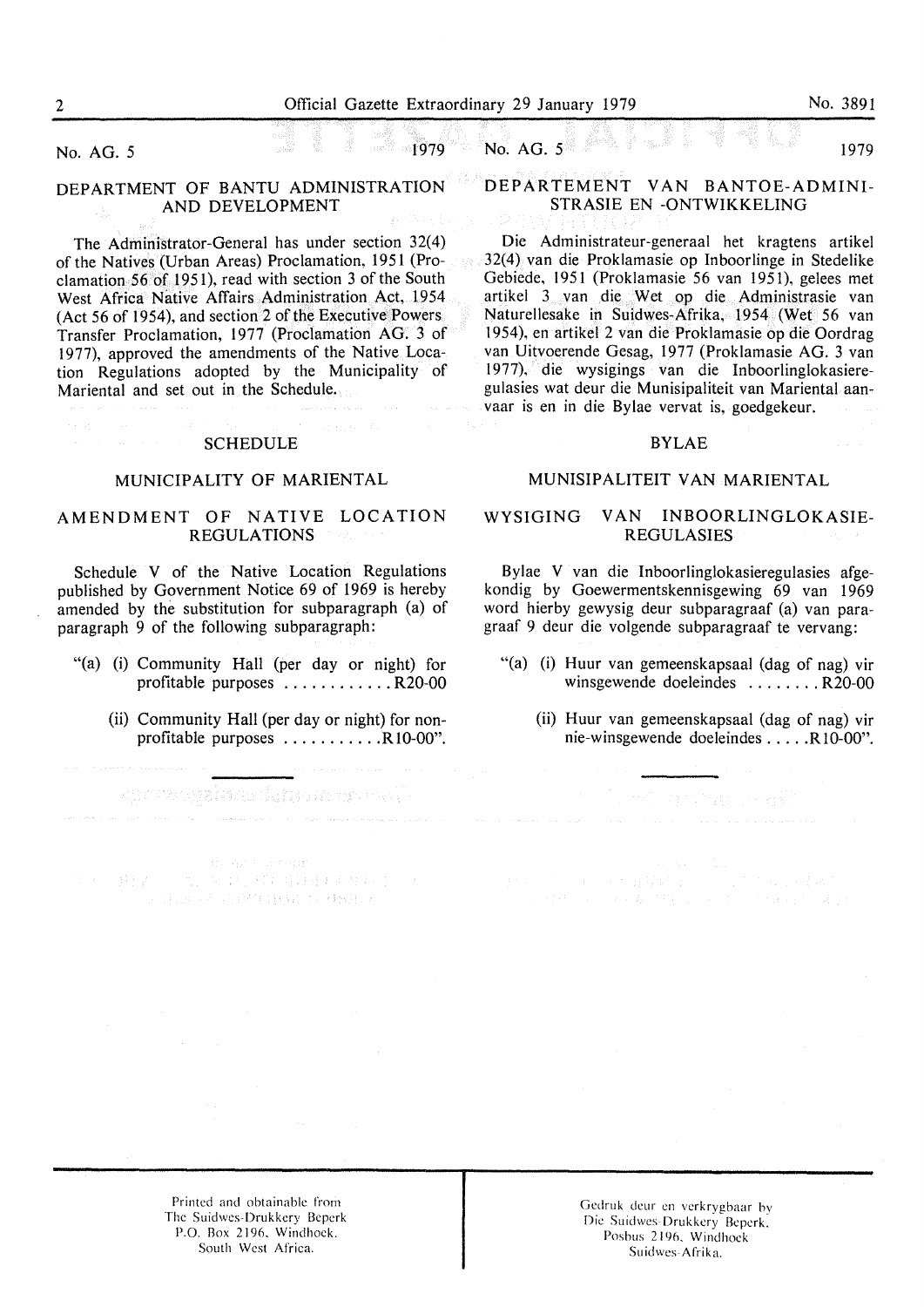No. AG. 5 1979

## DEPARTMENT OF BANTU ADMINISTRATION AND DEVELOPMENT

The Administrator-General has under section 32(4) of the Natives (Urban Areas) Proclamation, 1951 (Proclamation 56 of 1951), read with section 3 of the South West Africa Native Affairs Administration Act, 1954 (Act 56 of 1954), and section 2 of the Executive Powers Transfer Proclamation, 1977 (Proclamation AG. 3 of 1977), approved the amendments of the Native Location Regulations adopted by the Municipality of Mariental and set out in the Schedule.

### SCHEDULE

### MUNICIPALITY OF MARIENTAL

### AMENDMENT OF NATIVE LOCATION REGULATIONS

Schedule V of the Native Location Regulations published by Government Notice 69 of 1969 is hereby amended by the substitution for subparagraph (a) of paragraph 9 of the following subparagraph:

"(a) (i) Community Hall (per day or night) for profitable purposes ............ R20-00

(ii) Community Hall (per day or night) for non-profitable purposes ........... R10-00".

---

No. AG. 5 1979

## DEPARTEMENT VAN BANTOE-ADMINISTRASIE EN -ONTWIKKELING

Die Administrateur-generaal het kragtens artikel 32(4) van die Proklamasie op Inboorlinge in Stedelike Gebiede, 1951 (Proklamasie 56 van 1951), gelees met artikel 3 van die Wet op die Administrasie van Naturellesake in Suidwes-Afrika, 1954 (Wet 56 van 1954), en artikel 2 van die Proklamasie op die Oordrag van Uitvoerende Gesag, 1977 (Proklamasie AG. 3 van 1977), die wysigings van die Inboorlinglokasieregulasies wat deur die Munisipaliteit van Mariental aanvaar is en in die Bylae vervat is, goedgekeur.

### BYLAE

### MUNISIPALITEIT VAN MARIENTAL

### WYSIGING VAN INBOORLINGLOKASIEREGULASIES

Bylae V van die Inboorlinglokasieregulasies afgekondig by Goewermentskennisgewing 69 van 1969 word hierby gewysig deur subparagraaf (a) van paragraaf 9 deur die volgende subparagraaf te vervang:

"(a) (i) Huur van gemeenskapsaal (dag of nag) vir winsgewende doeleindes ........ R20-00

(ii) Huur van gemeenskapsaal (dag of nag) vir nie-winsgewende doeleindes ..... R10-00".

---

Printed and obtainable from The Suidwes-Drukkery Beperk P.O. Box 2196, Windhoek. South West Africa.

Gedruk deur en verkrygbaar by Die Suidwes-Drukkery Beperk. Posbus 2196, Windhoek Suidwes-Afrika.